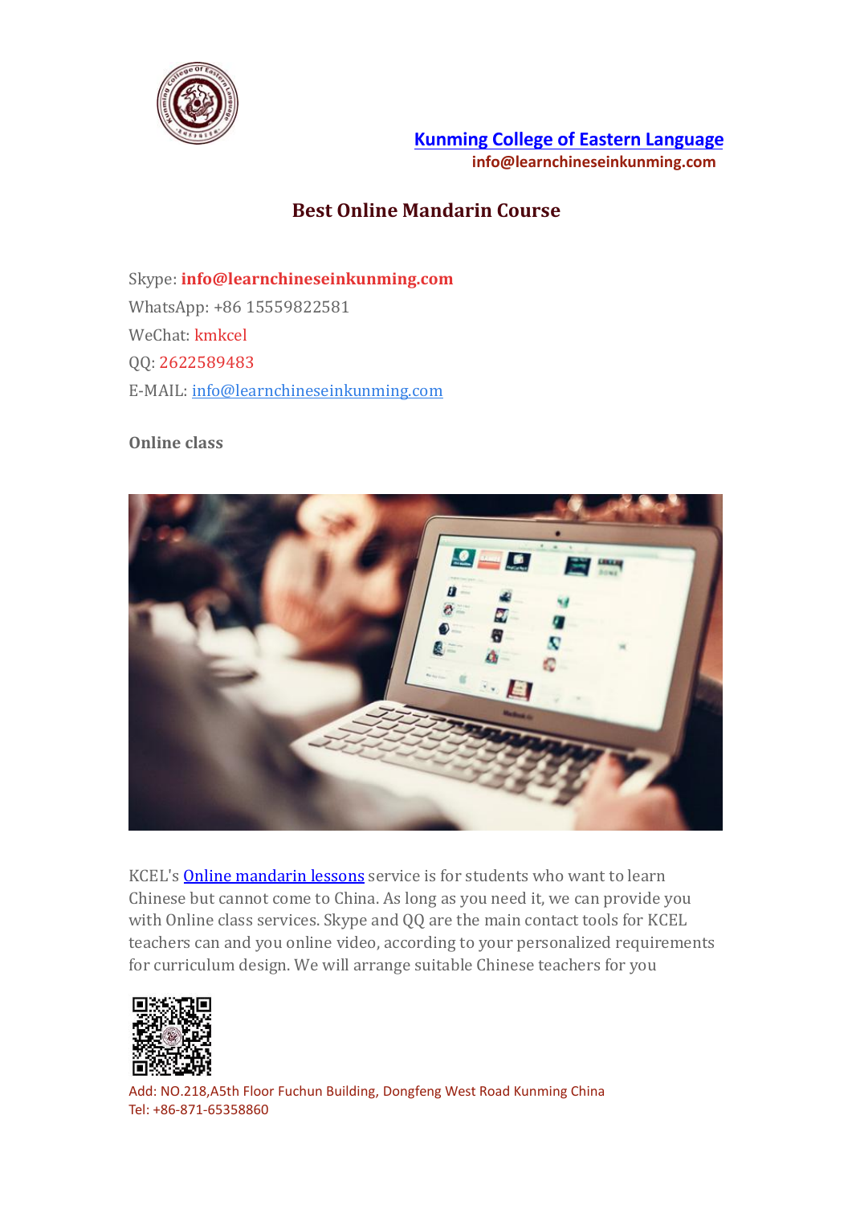[Kunming College of Eastern Language](#)

**info@learnchineseinkunming.com**

## Best Online Mandarin Course

Skype: **info@learnchineseinkunming.com**
WhatsApp: +86 15559822581
WeChat: kmkcel
QQ: 2622589483
E-MAIL: info@learnchineseinkunming.com

**Online class**

KCEL's Online mandarin lessons service is for students who want to learn Chinese but cannot come to China. As long as you need it, we can provide you with Online class services. Skype and QQ are the main contact tools for KCEL teachers can and you online video, according to your personalized requirements for curriculum design. We will arrange suitable Chinese teachers for you

Add: NO.218,A5th Floor Fuchun Building, Dongfeng West Road Kunming China
Tel: +86-871-65358860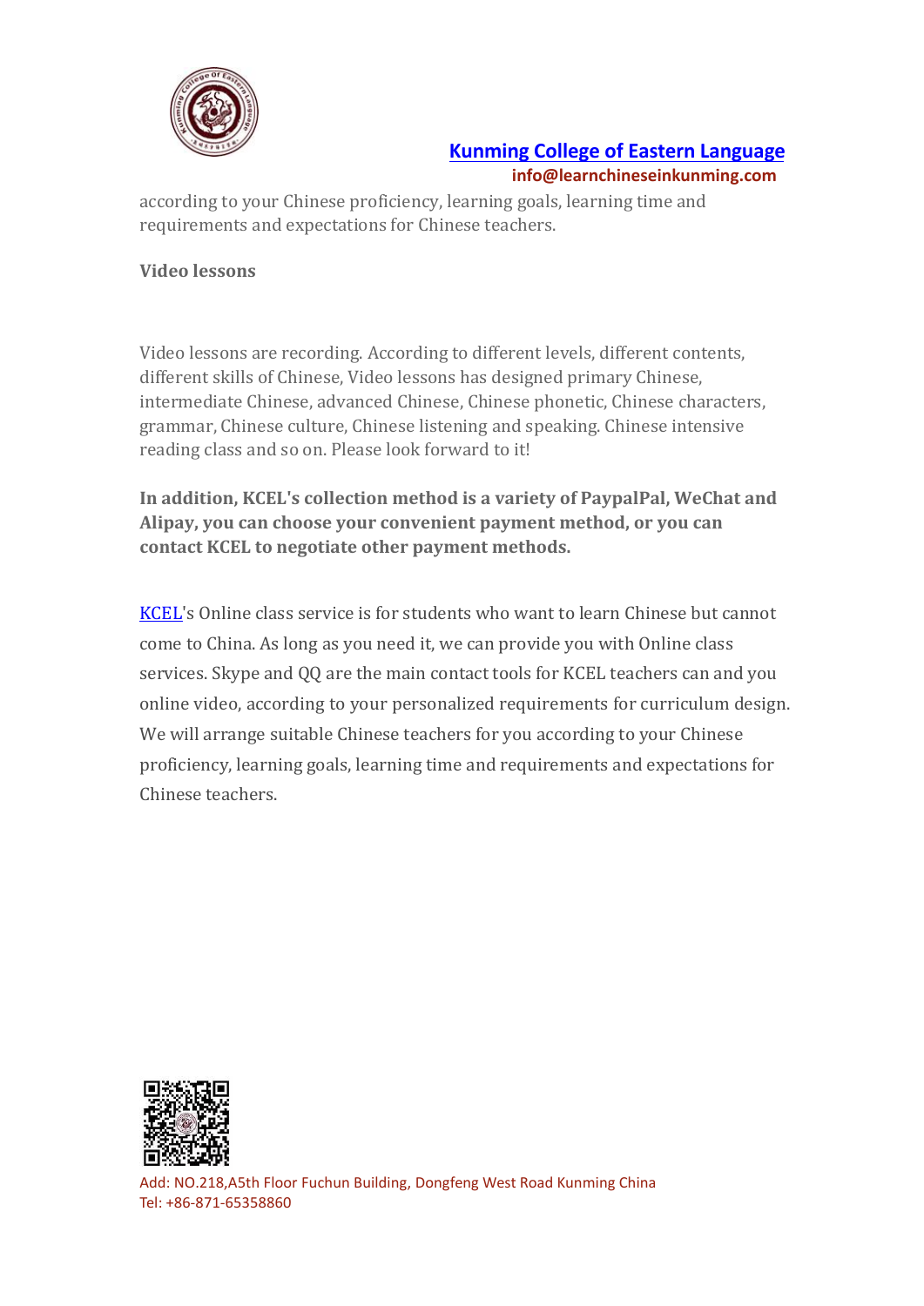according to your Chinese proficiency, learning goals, learning time and requirements and expectations for Chinese teachers.

**Video lessons**

Video lessons are recording. According to different levels, different contents, different skills of Chinese, Video lessons has designed primary Chinese, intermediate Chinese, advanced Chinese, Chinese phonetic, Chinese characters, grammar, Chinese culture, Chinese listening and speaking. Chinese intensive reading class and so on. Please look forward to it!

**In addition, KCEL's collection method is a variety of PaypalPal, WeChat and Alipay, you can choose your convenient payment method, or you can contact KCEL to negotiate other payment methods.**

KCEL's Online class service is for students who want to learn Chinese but cannot come to China. As long as you need it, we can provide you with Online class services. Skype and QQ are the main contact tools for KCEL teachers can and you online video, according to your personalized requirements for curriculum design. We will arrange suitable Chinese teachers for you according to your Chinese proficiency, learning goals, learning time and requirements and expectations for Chinese teachers.